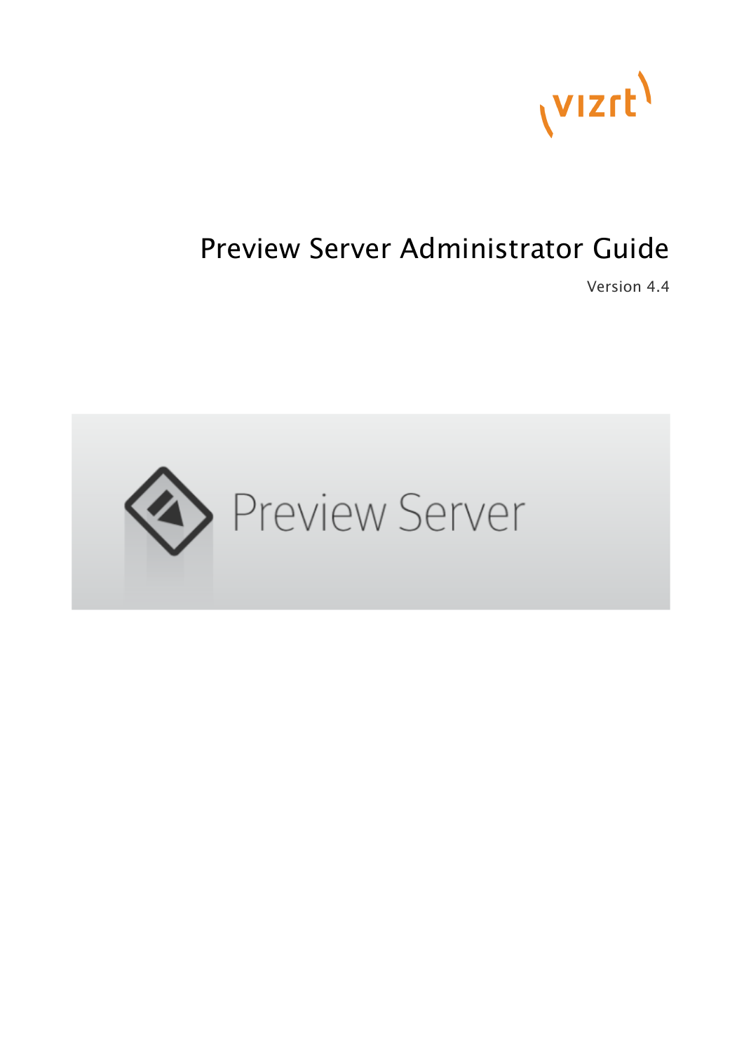# Preview Server Administrator Guide

Version 4.4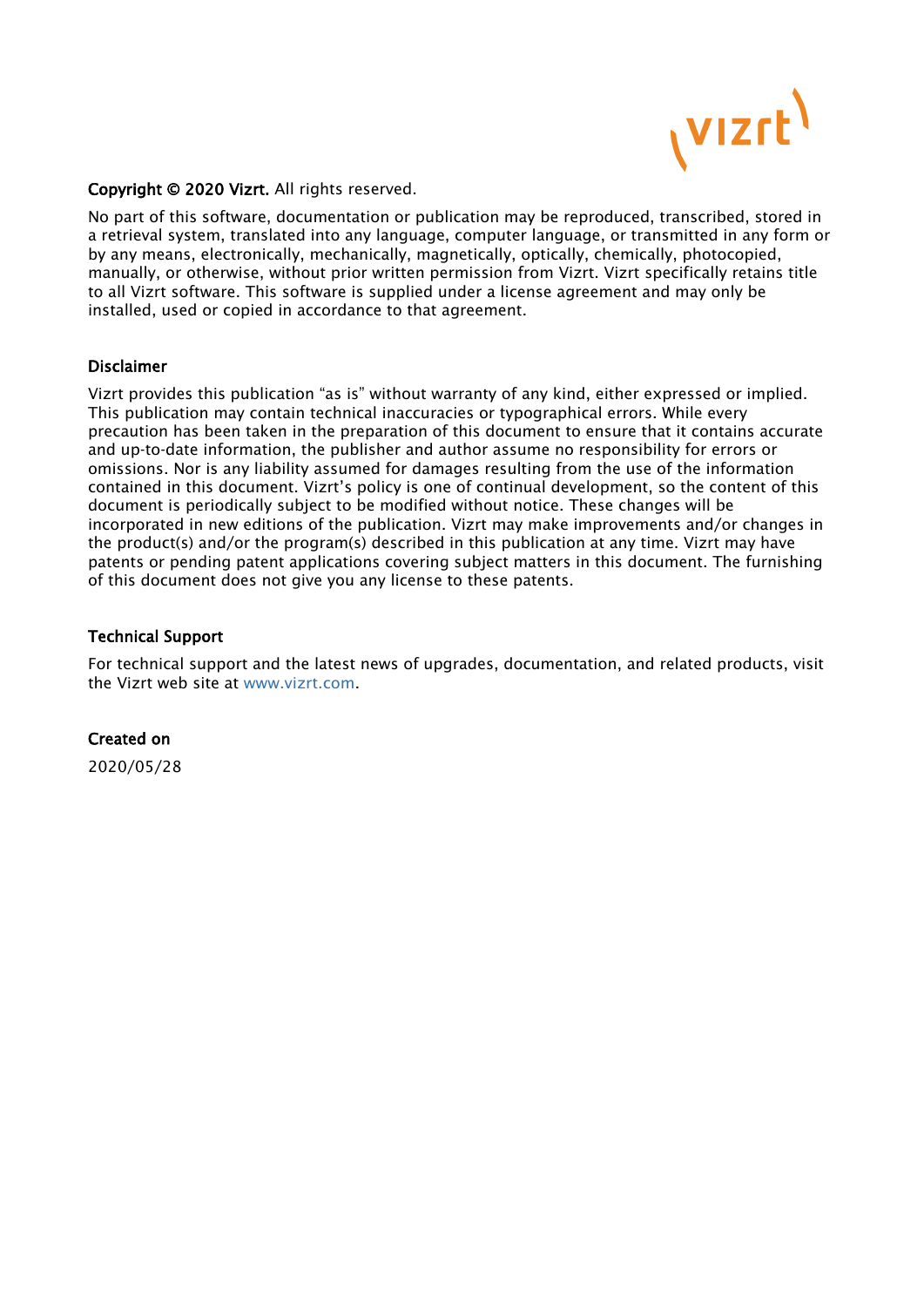**Copyright © 2020 Vizrt.** All rights reserved.

No part of this software, documentation or publication may be reproduced, transcribed, stored in a retrieval system, translated into any language, computer language, or transmitted in any form or by any means, electronically, mechanically, magnetically, optically, chemically, photocopied, manually, or otherwise, without prior written permission from Vizrt. Vizrt specifically retains title to all Vizrt software. This software is supplied under a license agreement and may only be installed, used or copied in accordance to that agreement.

## Disclaimer

Vizrt provides this publication "as is" without warranty of any kind, either expressed or implied. This publication may contain technical inaccuracies or typographical errors. While every precaution has been taken in the preparation of this document to ensure that it contains accurate and up-to-date information, the publisher and author assume no responsibility for errors or omissions. Nor is any liability assumed for damages resulting from the use of the information contained in this document. Vizrt's policy is one of continual development, so the content of this document is periodically subject to be modified without notice. These changes will be incorporated in new editions of the publication. Vizrt may make improvements and/or changes in the product(s) and/or the program(s) described in this publication at any time. Vizrt may have patents or pending patent applications covering subject matters in this document. The furnishing of this document does not give you any license to these patents.

## Technical Support

For technical support and the latest news of upgrades, documentation, and related products, visit the Vizrt web site at www.vizrt.com.

## Created on

2020/05/28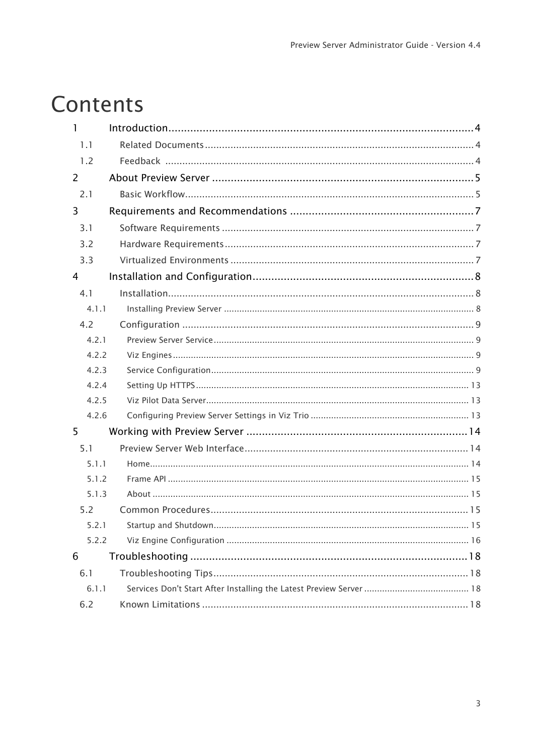# Contents

- 1 Introduction....4
  - 1.1 Related Documents....4
  - 1.2 Feedback....4
- 2 About Preview Server....5
  - 2.1 Basic Workflow....5
- 3 Requirements and Recommendations....7
  - 3.1 Software Requirements....7
  - 3.2 Hardware Requirements....7
  - 3.3 Virtualized Environments....7
- 4 Installation and Configuration....8
  - 4.1 Installation....8
    - 4.1.1 Installing Preview Server....8
  - 4.2 Configuration....9
    - 4.2.1 Preview Server Service....9
    - 4.2.2 Viz Engines....9
    - 4.2.3 Service Configuration....9
    - 4.2.4 Setting Up HTTPS....13
    - 4.2.5 Viz Pilot Data Server....13
    - 4.2.6 Configuring Preview Server Settings in Viz Trio....13
- 5 Working with Preview Server....14
  - 5.1 Preview Server Web Interface....14
    - 5.1.1 Home....14
    - 5.1.2 Frame API....15
    - 5.1.3 About....15
  - 5.2 Common Procedures....15
    - 5.2.1 Startup and Shutdown....15
    - 5.2.2 Viz Engine Configuration....16
- 6 Troubleshooting....18
  - 6.1 Troubleshooting Tips....18
    - 6.1.1 Services Don't Start After Installing the Latest Preview Server....18
  - 6.2 Known Limitations....18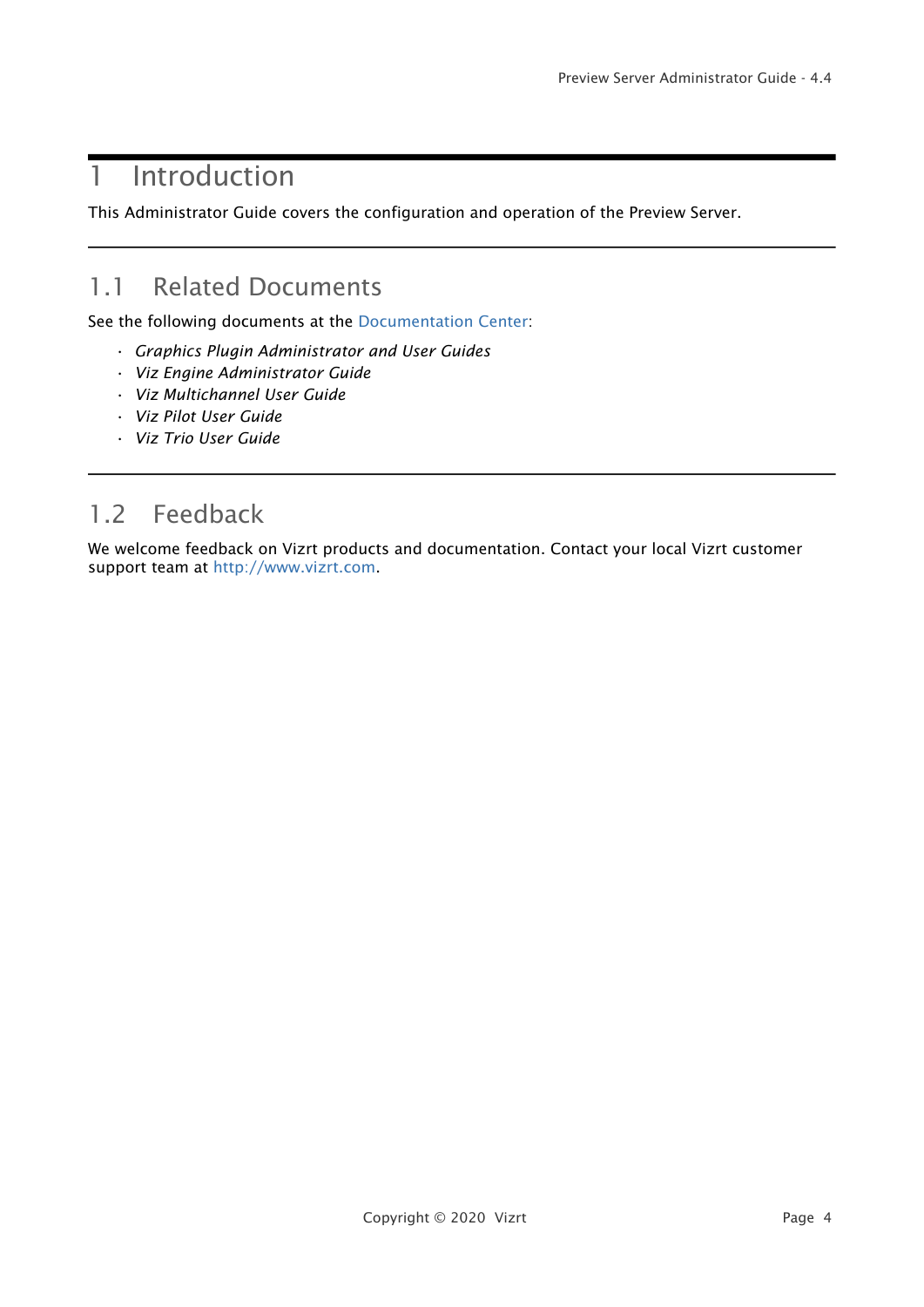# 1 Introduction

This Administrator Guide covers the configuration and operation of the Preview Server.

## 1.1 Related Documents

See the following documents at the Documentation Center:

- *Graphics Plugin Administrator and User Guides*
- *Viz Engine Administrator Guide*
- *Viz Multichannel User Guide*
- *Viz Pilot User Guide*
- *Viz Trio User Guide*

## 1.2 Feedback

We welcome feedback on Vizrt products and documentation. Contact your local Vizrt customer support team at http://www.vizrt.com.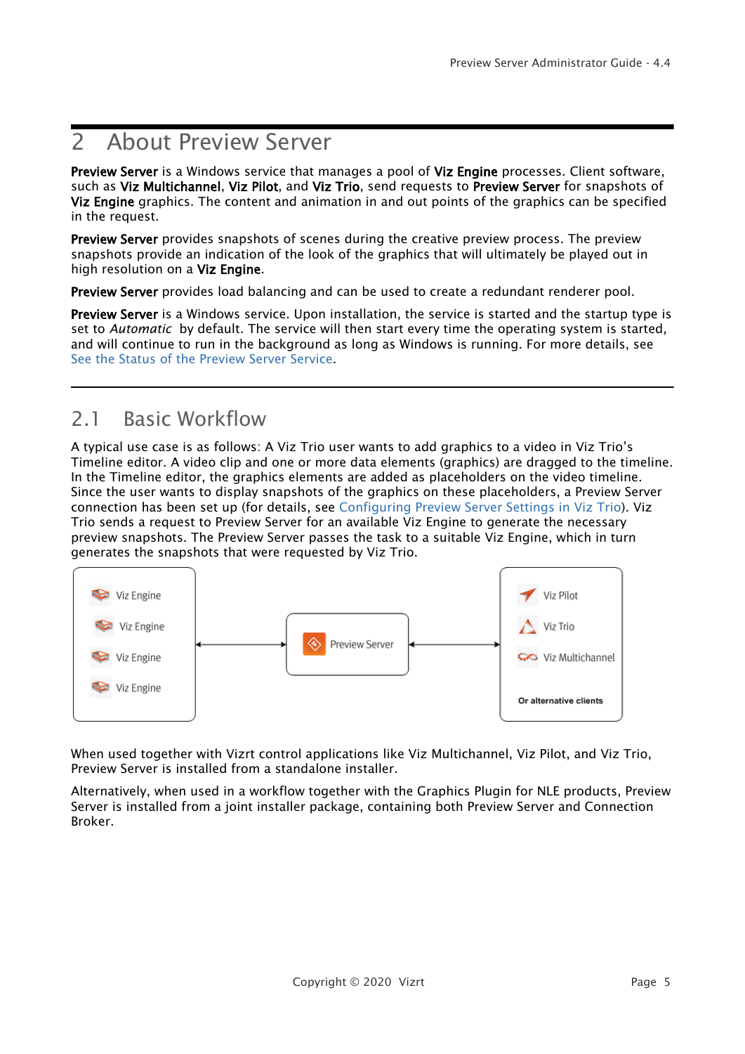# 2 About Preview Server

**Preview Server** is a Windows service that manages a pool of **Viz Engine** processes. Client software, such as **Viz Multichannel**, **Viz Pilot**, and **Viz Trio**, send requests to **Preview Server** for snapshots of **Viz Engine** graphics. The content and animation in and out points of the graphics can be specified in the request.

**Preview Server** provides snapshots of scenes during the creative preview process. The preview snapshots provide an indication of the look of the graphics that will ultimately be played out in high resolution on a **Viz Engine**.

**Preview Server** provides load balancing and can be used to create a redundant renderer pool.

**Preview Server** is a Windows service. Upon installation, the service is started and the startup type is set to *Automatic* by default. The service will then start every time the operating system is started, and will continue to run in the background as long as Windows is running. For more details, see See the Status of the Preview Server Service.

## 2.1 Basic Workflow

A typical use case is as follows: A Viz Trio user wants to add graphics to a video in Viz Trio's Timeline editor. A video clip and one or more data elements (graphics) are dragged to the timeline. In the Timeline editor, the graphics elements are added as placeholders on the video timeline. Since the user wants to display snapshots of the graphics on these placeholders, a Preview Server connection has been set up (for details, see Configuring Preview Server Settings in Viz Trio). Viz Trio sends a request to Preview Server for an available Viz Engine to generate the necessary preview snapshots. The Preview Server passes the task to a suitable Viz Engine, which in turn generates the snapshots that were requested by Viz Trio.

When used together with Vizrt control applications like Viz Multichannel, Viz Pilot, and Viz Trio, Preview Server is installed from a standalone installer.

Alternatively, when used in a workflow together with the Graphics Plugin for NLE products, Preview Server is installed from a joint installer package, containing both Preview Server and Connection Broker.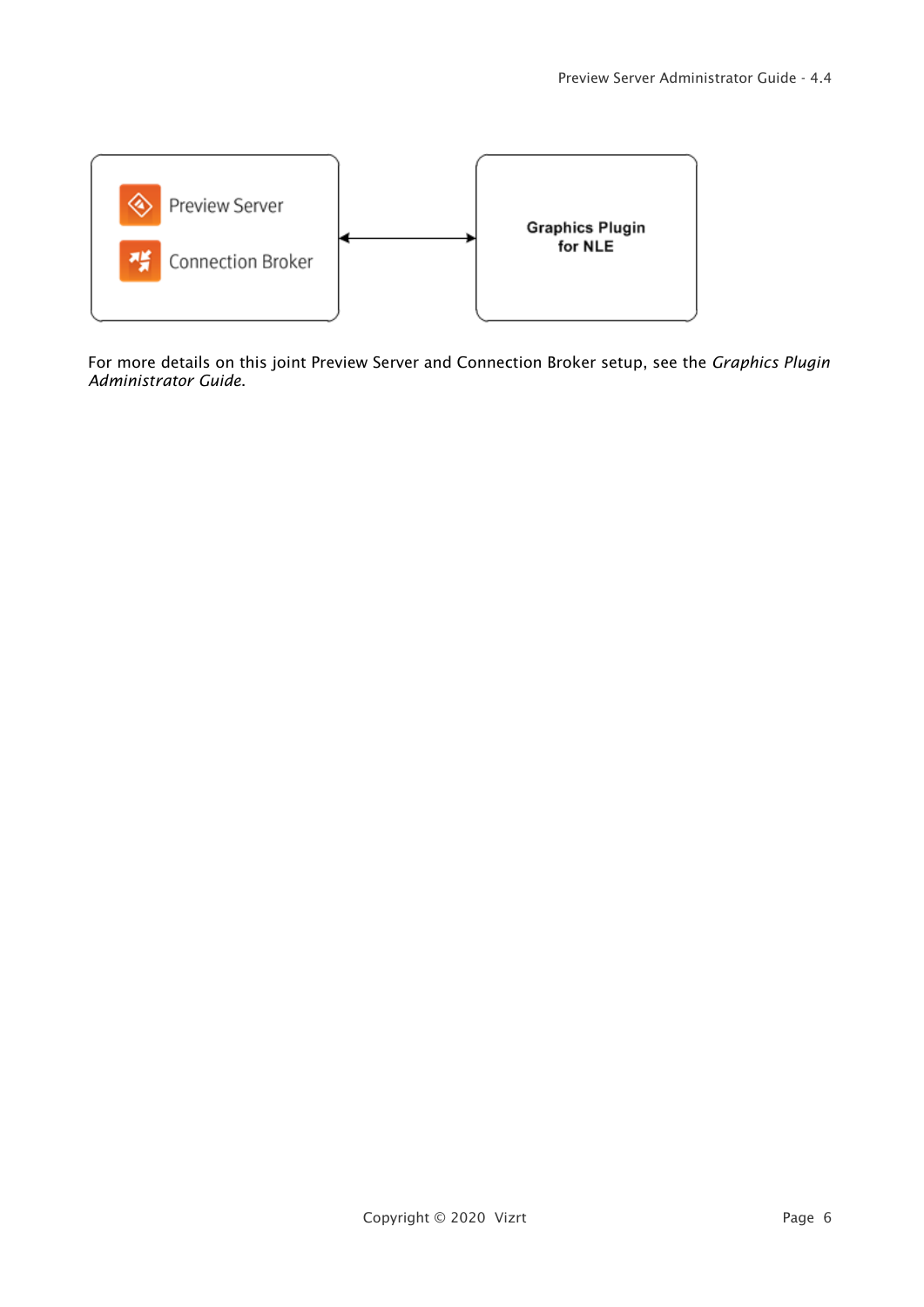For more details on this joint Preview Server and Connection Broker setup, see the *Graphics Plugin Administrator Guide.*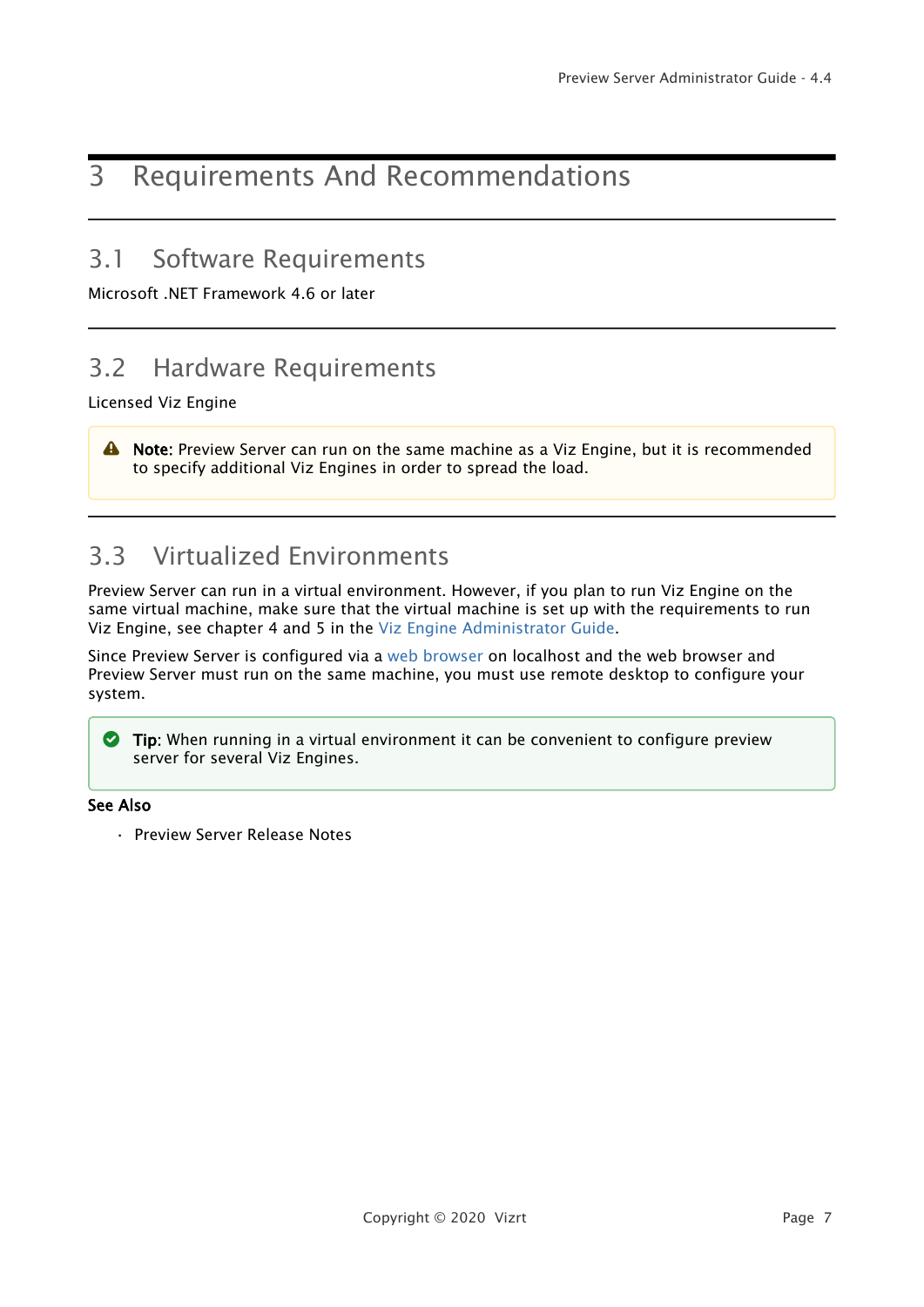# 3 Requirements And Recommendations

## 3.1 Software Requirements

Microsoft .NET Framework 4.6 or later

## 3.2 Hardware Requirements

Licensed Viz Engine

> **Note:** Preview Server can run on the same machine as a Viz Engine, but it is recommended to specify additional Viz Engines in order to spread the load.

## 3.3 Virtualized Environments

Preview Server can run in a virtual environment. However, if you plan to run Viz Engine on the same virtual machine, make sure that the virtual machine is set up with the requirements to run Viz Engine, see chapter 4 and 5 in the Viz Engine Administrator Guide.

Since Preview Server is configured via a web browser on localhost and the web browser and Preview Server must run on the same machine, you must use remote desktop to configure your system.

> **Tip:** When running in a virtual environment it can be convenient to configure preview server for several Viz Engines.

**See Also**

- Preview Server Release Notes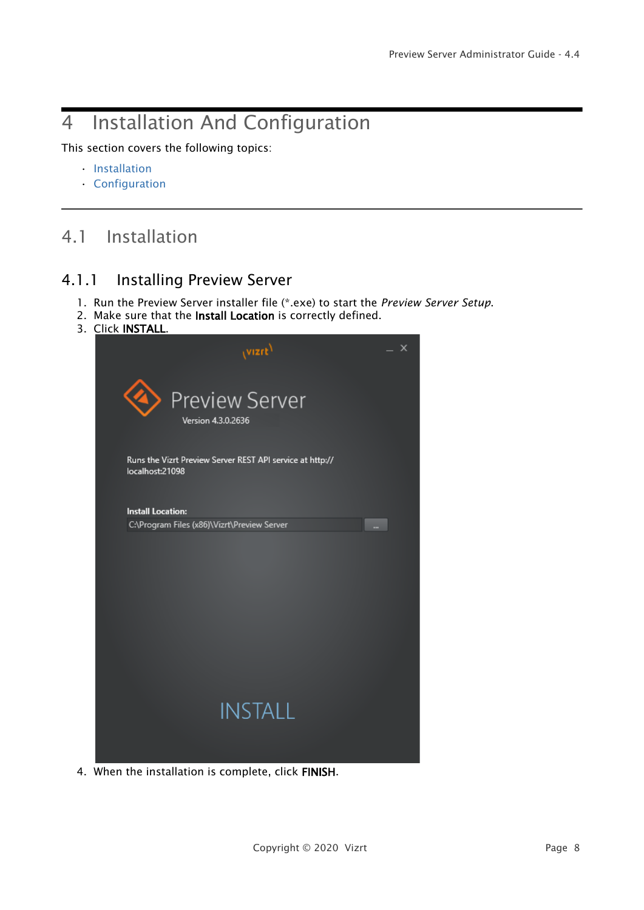# 4 Installation And Configuration

This section covers the following topics:

- Installation
- Configuration

## 4.1 Installation

### 4.1.1 Installing Preview Server

1. Run the Preview Server installer file (*.exe) to start the *Preview Server Setup*.
2. Make sure that the **Install Location** is correctly defined.
3. Click **INSTALL**.
4. When the installation is complete, click **FINISH**.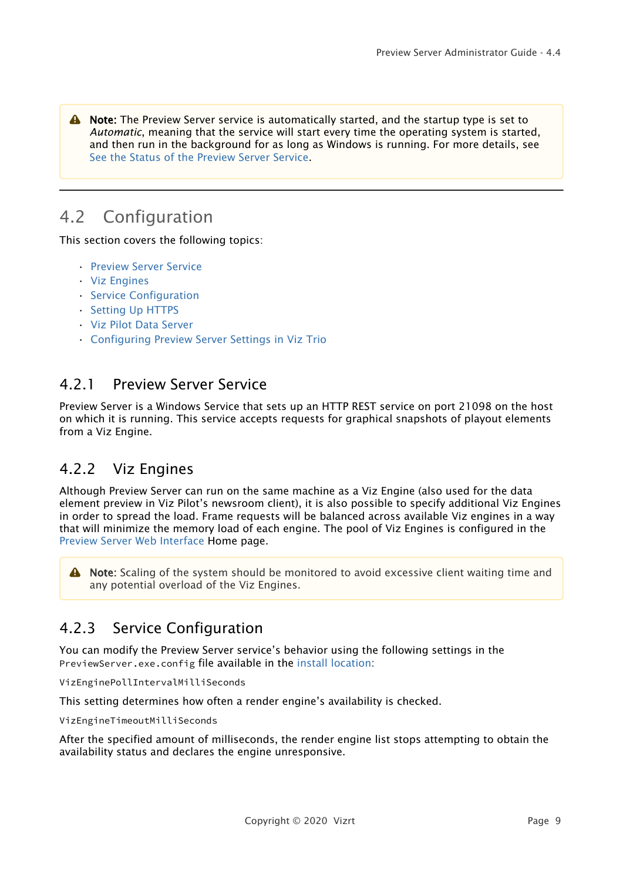> **Note:** The Preview Server service is automatically started, and the startup type is set to *Automatic*, meaning that the service will start every time the operating system is started, and then run in the background for as long as Windows is running. For more details, see See the Status of the Preview Server Service.

---

## 4.2 Configuration

This section covers the following topics:

- Preview Server Service
- Viz Engines
- Service Configuration
- Setting Up HTTPS
- Viz Pilot Data Server
- Configuring Preview Server Settings in Viz Trio

### 4.2.1 Preview Server Service

Preview Server is a Windows Service that sets up an HTTP REST service on port 21098 on the host on which it is running. This service accepts requests for graphical snapshots of playout elements from a Viz Engine.

### 4.2.2 Viz Engines

Although Preview Server can run on the same machine as a Viz Engine (also used for the data element preview in Viz Pilot's newsroom client), it is also possible to specify additional Viz Engines in order to spread the load. Frame requests will be balanced across available Viz engines in a way that will minimize the memory load of each engine. The pool of Viz Engines is configured in the Preview Server Web Interface Home page.

> **Note:** Scaling of the system should be monitored to avoid excessive client waiting time and any potential overload of the Viz Engines.

### 4.2.3 Service Configuration

You can modify the Preview Server service's behavior using the following settings in the `PreviewServer.exe.config` file available in the install location:

`VizEnginePollIntervalMilliSeconds`

This setting determines how often a render engine's availability is checked.

`VizEngineTimeoutMilliSeconds`

After the specified amount of milliseconds, the render engine list stops attempting to obtain the availability status and declares the engine unresponsive.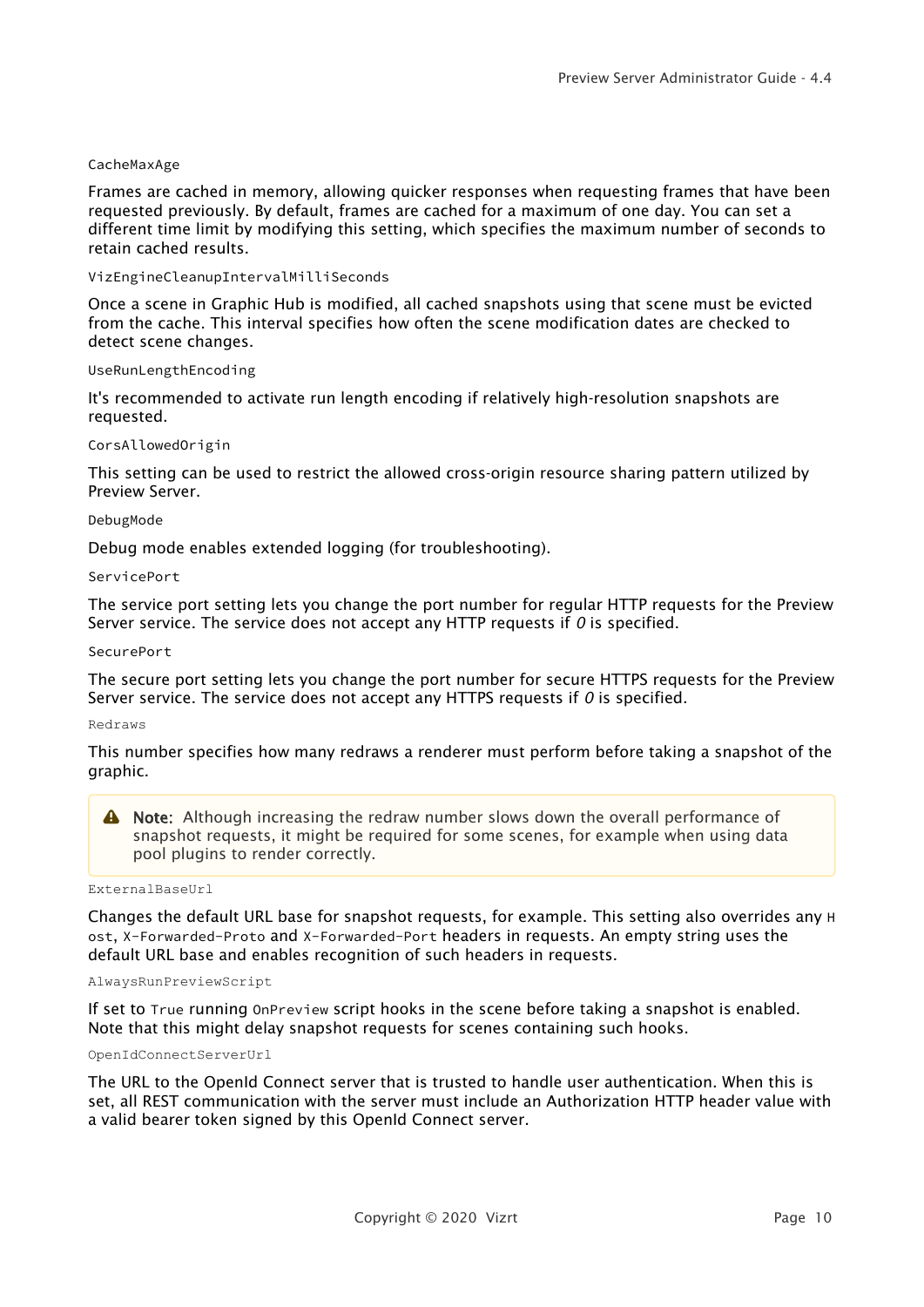`CacheMaxAge`

Frames are cached in memory, allowing quicker responses when requesting frames that have been requested previously. By default, frames are cached for a maximum of one day. You can set a different time limit by modifying this setting, which specifies the maximum number of seconds to retain cached results.

`VizEngineCleanupIntervalMilliSeconds`

Once a scene in Graphic Hub is modified, all cached snapshots using that scene must be evicted from the cache. This interval specifies how often the scene modification dates are checked to detect scene changes.

`UseRunLengthEncoding`

It's recommended to activate run length encoding if relatively high-resolution snapshots are requested.

`CorsAllowedOrigin`

This setting can be used to restrict the allowed cross-origin resource sharing pattern utilized by Preview Server.

`DebugMode`

Debug mode enables extended logging (for troubleshooting).

`ServicePort`

The service port setting lets you change the port number for regular HTTP requests for the Preview Server service. The service does not accept any HTTP requests if *0* is specified.

`SecurePort`

The secure port setting lets you change the port number for secure HTTPS requests for the Preview Server service. The service does not accept any HTTPS requests if *0* is specified.

`Redraws`

This number specifies how many redraws a renderer must perform before taking a snapshot of the graphic.

> **Note:** Although increasing the redraw number slows down the overall performance of snapshot requests, it might be required for some scenes, for example when using data pool plugins to render correctly.

`ExternalBaseUrl`

Changes the default URL base for snapshot requests, for example. This setting also overrides any `Host`, `X-Forwarded-Proto` and `X-Forwarded-Port` headers in requests. An empty string uses the default URL base and enables recognition of such headers in requests.

`AlwaysRunPreviewScript`

If set to `True` running `OnPreview` script hooks in the scene before taking a snapshot is enabled. Note that this might delay snapshot requests for scenes containing such hooks.

`OpenIdConnectServerUrl`

The URL to the OpenId Connect server that is trusted to handle user authentication. When this is set, all REST communication with the server must include an Authorization HTTP header value with a valid bearer token signed by this OpenId Connect server.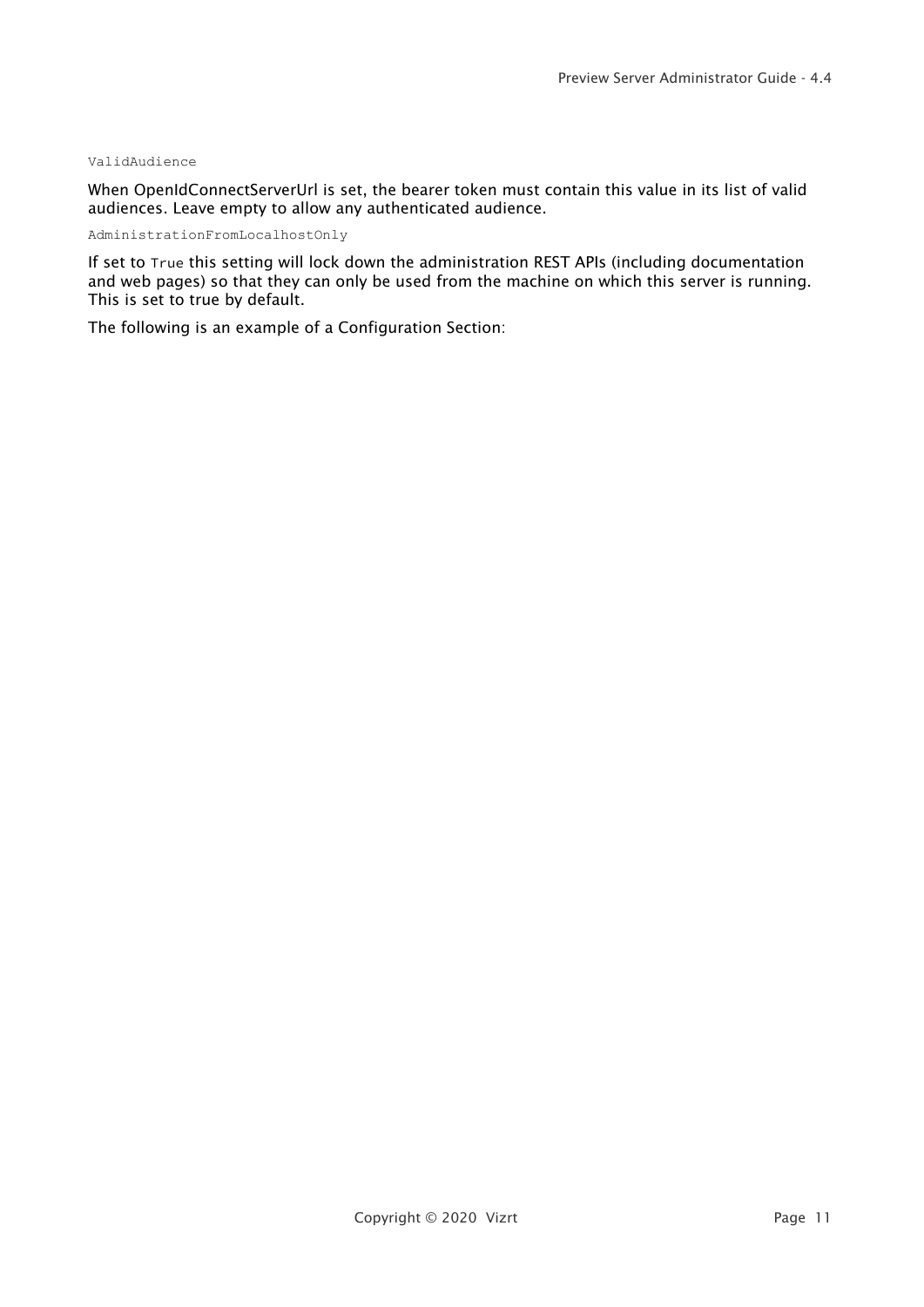`ValidAudience`

When OpenIdConnectServerUrl is set, the bearer token must contain this value in its list of valid audiences. Leave empty to allow any authenticated audience.

`AdministrationFromLocalhostOnly`

If set to `True` this setting will lock down the administration REST APIs (including documentation and web pages) so that they can only be used from the machine on which this server is running. This is set to true by default.

The following is an example of a Configuration Section: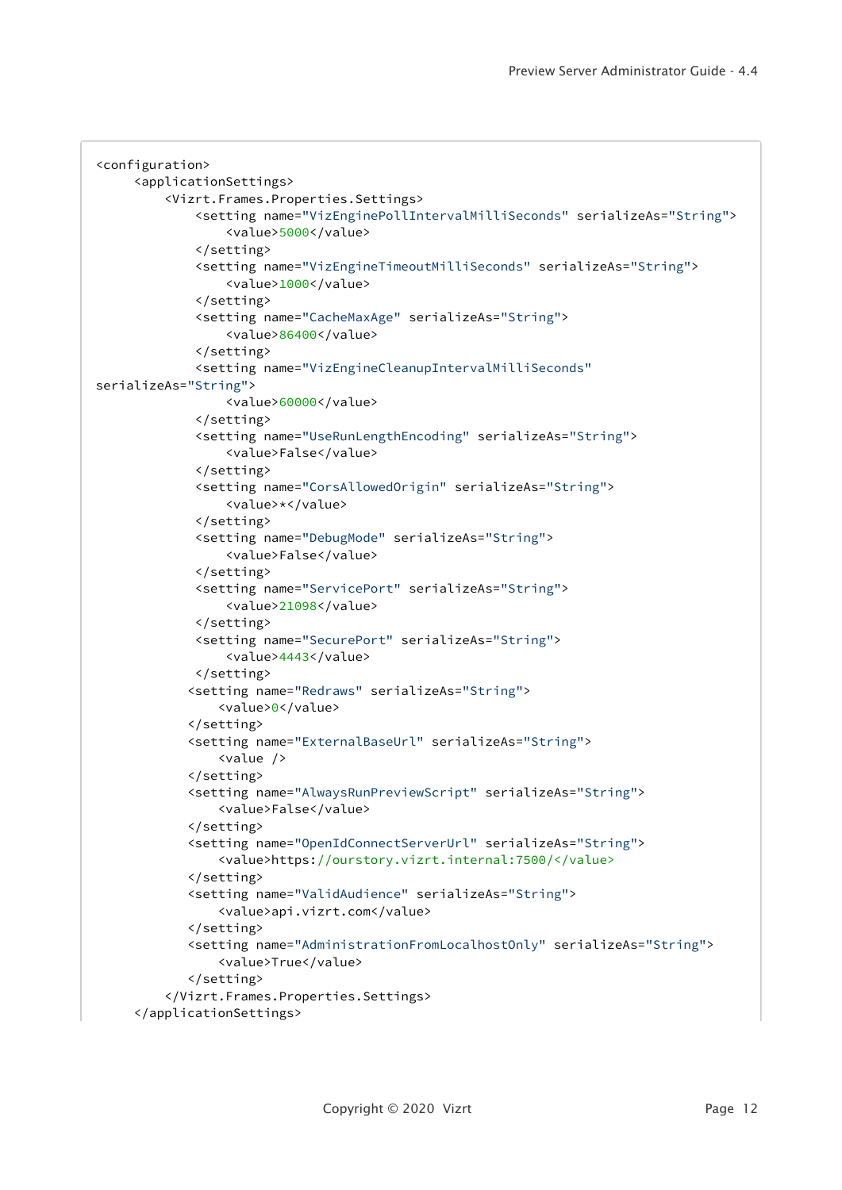```
<configuration>
    <applicationSettings>
        <Vizrt.Frames.Properties.Settings>
            <setting name="VizEnginePollIntervalMilliSeconds" serializeAs="String">
                <value>5000</value>
            </setting>
            <setting name="VizEngineTimeoutMilliSeconds" serializeAs="String">
                <value>1000</value>
            </setting>
            <setting name="CacheMaxAge" serializeAs="String">
                <value>86400</value>
            </setting>
            <setting name="VizEngineCleanupIntervalMilliSeconds"
serializeAs="String">
                <value>60000</value>
            </setting>
            <setting name="UseRunLengthEncoding" serializeAs="String">
                <value>False</value>
            </setting>
            <setting name="CorsAllowedOrigin" serializeAs="String">
                <value>*</value>
            </setting>
            <setting name="DebugMode" serializeAs="String">
                <value>False</value>
            </setting>
            <setting name="ServicePort" serializeAs="String">
                <value>21098</value>
            </setting>
            <setting name="SecurePort" serializeAs="String">
                <value>4443</value>
            </setting>
           <setting name="Redraws" serializeAs="String">
               <value>0</value>
           </setting>
           <setting name="ExternalBaseUrl" serializeAs="String">
               <value />
           </setting>
           <setting name="AlwaysRunPreviewScript" serializeAs="String">
               <value>False</value>
           </setting>
           <setting name="OpenIdConnectServerUrl" serializeAs="String">
               <value>https://ourstory.vizrt.internal:7500/</value>
           </setting>
           <setting name="ValidAudience" serializeAs="String">
               <value>api.vizrt.com</value>
           </setting>
           <setting name="AdministrationFromLocalhostOnly" serializeAs="String">
               <value>True</value>
           </setting>
        </Vizrt.Frames.Properties.Settings>
    </applicationSettings>
```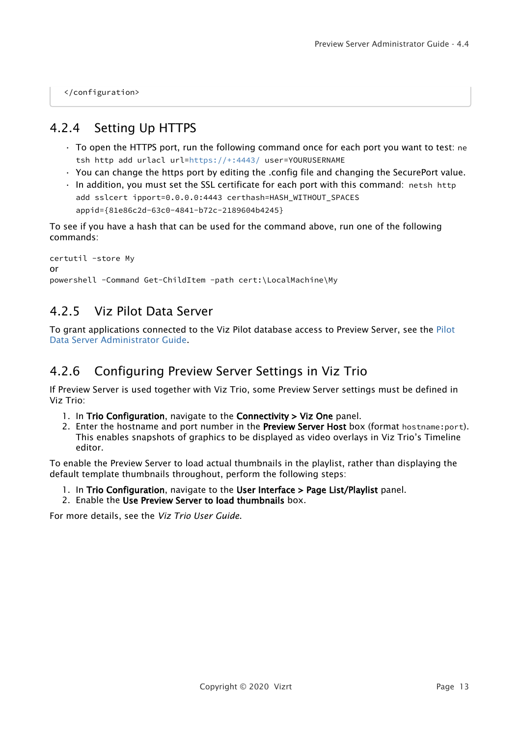```
</configuration>
```

### 4.2.4 Setting Up HTTPS

- To open the HTTPS port, run the following command once for each port you want to test: `netsh http add urlacl url=https://+:4443/ user=YOURUSERNAME`
- You can change the https port by editing the .config file and changing the SecurePort value.
- In addition, you must set the SSL certificate for each port with this command: `netsh http add sslcert ipport=0.0.0.0:4443 certhash=HASH_WITHOUT_SPACES appid={81e86c2d-63c0-4841-b72c-2189604b4245}`

To see if you have a hash that can be used for the command above, run one of the following commands:

```
certutil -store My
```
or
```
powershell -Command Get-ChildItem -path cert:\LocalMachine\My
```

### 4.2.5 Viz Pilot Data Server

To grant applications connected to the Viz Pilot database access to Preview Server, see the Pilot Data Server Administrator Guide.

### 4.2.6 Configuring Preview Server Settings in Viz Trio

If Preview Server is used together with Viz Trio, some Preview Server settings must be defined in Viz Trio:

1. In **Trio Configuration**, navigate to the **Connectivity > Viz One** panel.
2. Enter the hostname and port number in the **Preview Server Host** box (format `hostname:port`). This enables snapshots of graphics to be displayed as video overlays in Viz Trio's Timeline editor.

To enable the Preview Server to load actual thumbnails in the playlist, rather than displaying the default template thumbnails throughout, perform the following steps:

1. In **Trio Configuration**, navigate to the **User Interface > Page List/Playlist** panel.
2. Enable the **Use Preview Server to load thumbnails** box.

For more details, see the *Viz Trio User Guide*.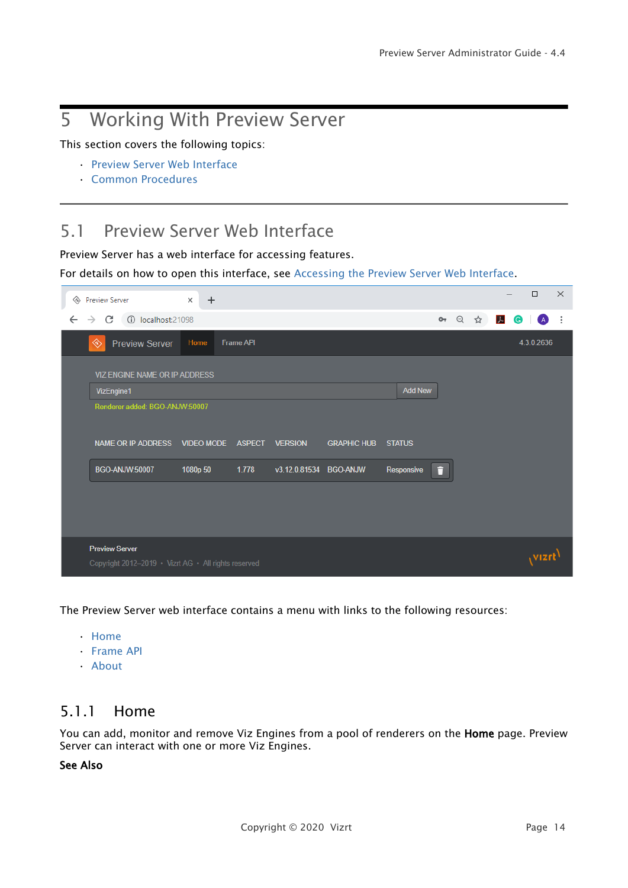# 5 Working With Preview Server

This section covers the following topics:

- Preview Server Web Interface
- Common Procedures

## 5.1 Preview Server Web Interface

Preview Server has a web interface for accessing features.

For details on how to open this interface, see Accessing the Preview Server Web Interface.

The Preview Server web interface contains a menu with links to the following resources:

- Home
- Frame API
- About

### 5.1.1 Home

You can add, monitor and remove Viz Engines from a pool of renderers on the **Home** page. Preview Server can interact with one or more Viz Engines.

**See Also**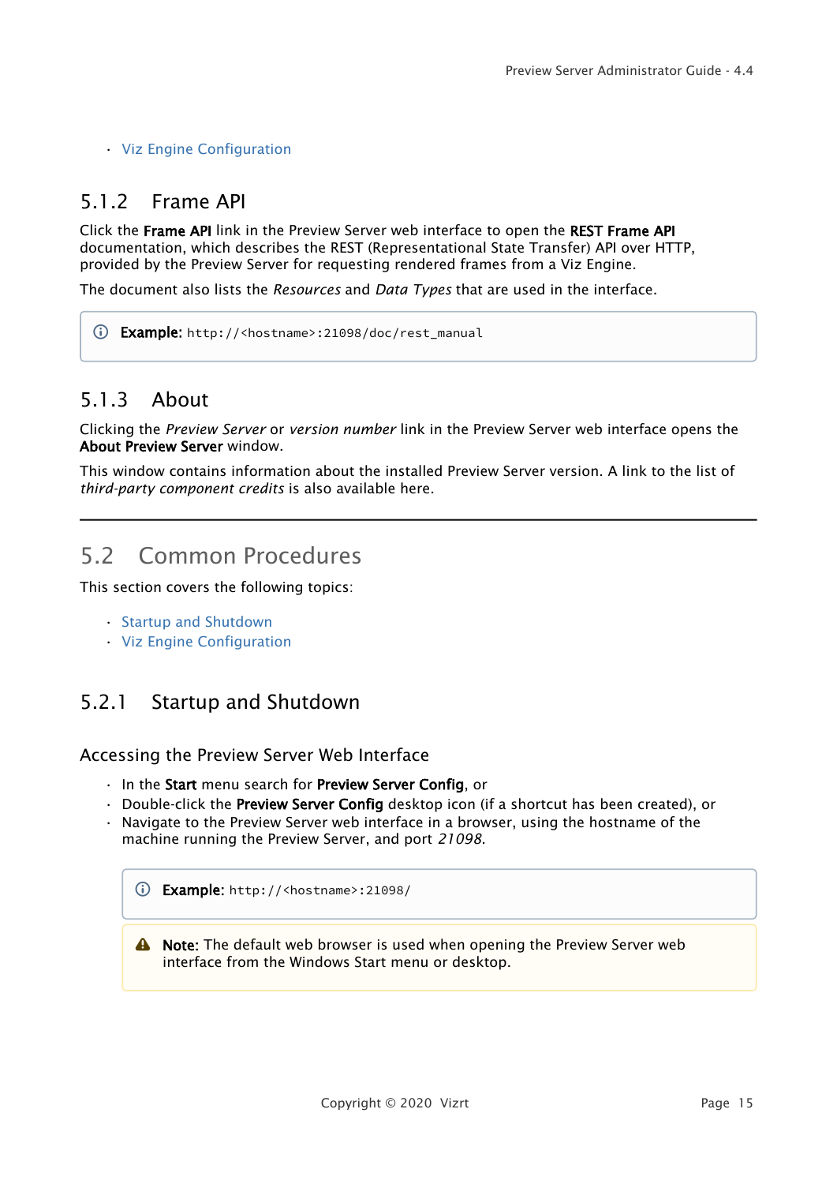- Viz Engine Configuration

### 5.1.2 Frame API

Click the **Frame API** link in the Preview Server web interface to open the **REST Frame API** documentation, which describes the REST (Representational State Transfer) API over HTTP, provided by the Preview Server for requesting rendered frames from a Viz Engine.

The document also lists the *Resources* and *Data Types* that are used in the interface.

> **Example:** `http://<hostname>:21098/doc/rest_manual`

### 5.1.3 About

Clicking the *Preview Server* or *version number* link in the Preview Server web interface opens the **About Preview Server** window.

This window contains information about the installed Preview Server version. A link to the list of *third-party component credits* is also available here.

---

## 5.2 Common Procedures

This section covers the following topics:

- Startup and Shutdown
- Viz Engine Configuration

### 5.2.1 Startup and Shutdown

#### Accessing the Preview Server Web Interface

- In the **Start** menu search for **Preview Server Config**, or
- Double-click the **Preview Server Config** desktop icon (if a shortcut has been created), or
- Navigate to the Preview Server web interface in a browser, using the hostname of the machine running the Preview Server, and port *21098*.

> **Example:** `http://<hostname>:21098/`

> **Note:** The default web browser is used when opening the Preview Server web interface from the Windows Start menu or desktop.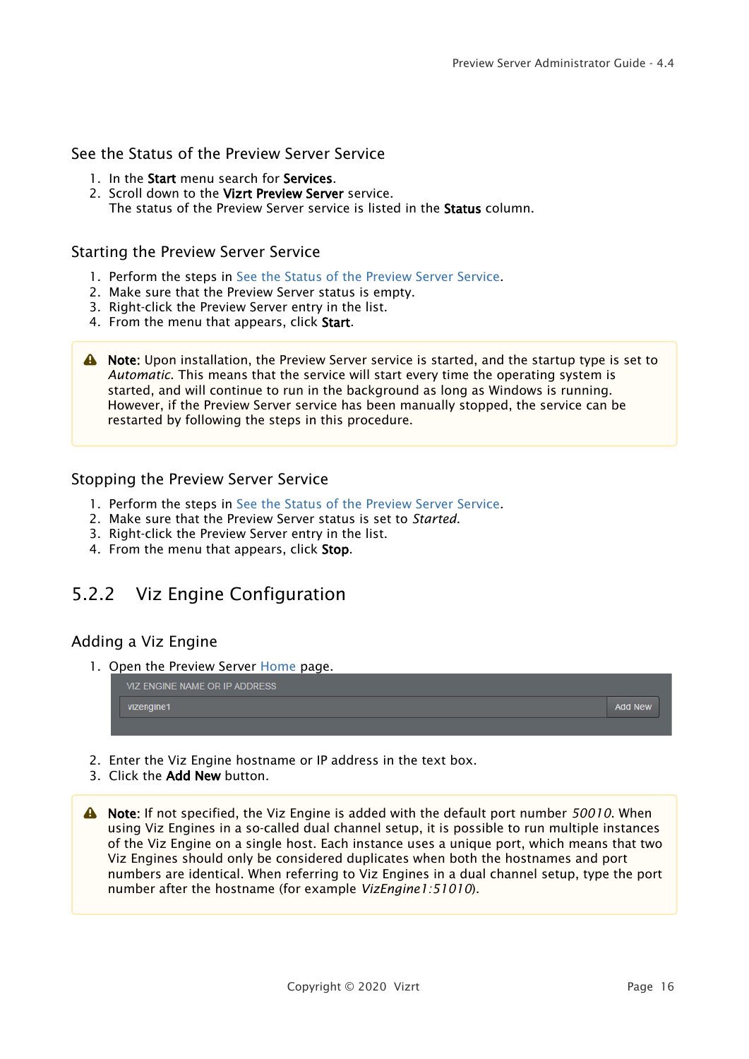### See the Status of the Preview Server Service

1. In the **Start** menu search for **Services**.
2. Scroll down to the **Vizrt Preview Server** service.
   The status of the Preview Server service is listed in the **Status** column.

### Starting the Preview Server Service

1. Perform the steps in See the Status of the Preview Server Service.
2. Make sure that the Preview Server status is empty.
3. Right-click the Preview Server entry in the list.
4. From the menu that appears, click **Start**.

> **Note:** Upon installation, the Preview Server service is started, and the startup type is set to *Automatic*. This means that the service will start every time the operating system is started, and will continue to run in the background as long as Windows is running. However, if the Preview Server service has been manually stopped, the service can be restarted by following the steps in this procedure.

### Stopping the Preview Server Service

1. Perform the steps in See the Status of the Preview Server Service.
2. Make sure that the Preview Server status is set to *Started*.
3. Right-click the Preview Server entry in the list.
4. From the menu that appears, click **Stop**.

## 5.2.2 Viz Engine Configuration

### Adding a Viz Engine

1. Open the Preview Server Home page.

   VIZ ENGINE NAME OR IP ADDRESS
   vizengine1 | Add New

2. Enter the Viz Engine hostname or IP address in the text box.
3. Click the **Add New** button.

> **Note:** If not specified, the Viz Engine is added with the default port number *50010*. When using Viz Engines in a so-called dual channel setup, it is possible to run multiple instances of the Viz Engine on a single host. Each instance uses a unique port, which means that two Viz Engines should only be considered duplicates when both the hostnames and port numbers are identical. When referring to Viz Engines in a dual channel setup, type the port number after the hostname (for example *VizEngine1:51010*).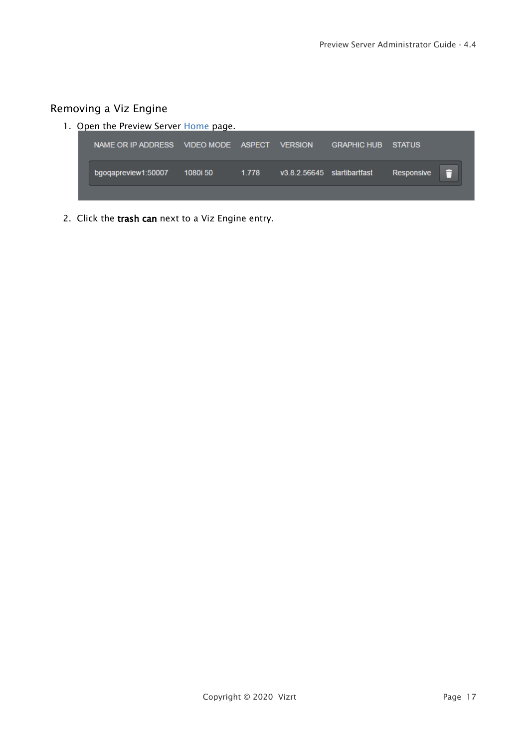## Removing a Viz Engine

1. Open the Preview Server Home page.

| NAME OR IP ADDRESS | VIDEO MODE | ASPECT | VERSION | GRAPHIC HUB | STATUS | |
|---|---|---|---|---|---|---|
| bgoqapreview1:50007 | 1080i 50 | 1.778 | v3.8.2.56645 | slartibartfast | Responsive | |

2. Click the **trash can** next to a Viz Engine entry.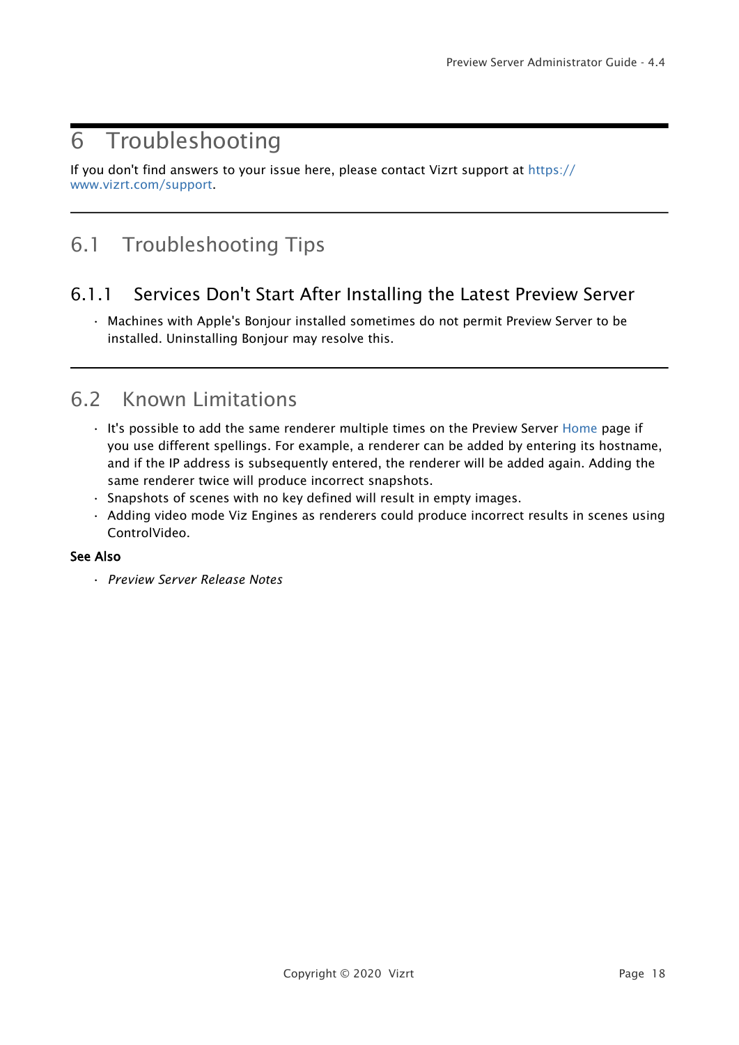# 6 Troubleshooting

If you don't find answers to your issue here, please contact Vizrt support at https://www.vizrt.com/support.

## 6.1 Troubleshooting Tips

### 6.1.1 Services Don't Start After Installing the Latest Preview Server

- Machines with Apple's Bonjour installed sometimes do not permit Preview Server to be installed. Uninstalling Bonjour may resolve this.

## 6.2 Known Limitations

- It's possible to add the same renderer multiple times on the Preview Server Home page if you use different spellings. For example, a renderer can be added by entering its hostname, and if the IP address is subsequently entered, the renderer will be added again. Adding the same renderer twice will produce incorrect snapshots.
- Snapshots of scenes with no key defined will result in empty images.
- Adding video mode Viz Engines as renderers could produce incorrect results in scenes using ControlVideo.

**See Also**

- *Preview Server Release Notes*